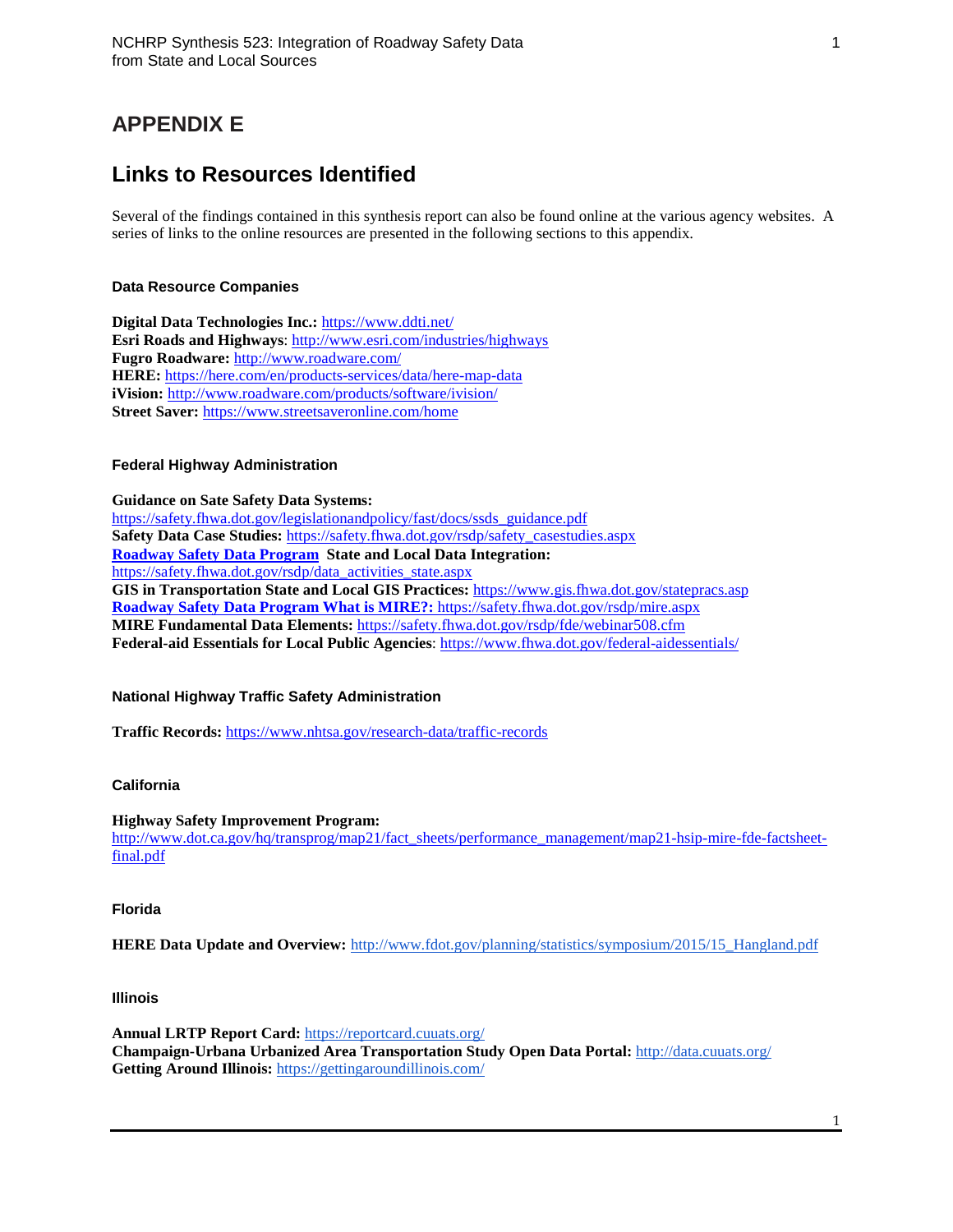# APPENDIX E

# Links to Resources Identified

Several of the findings contained in this synthesis report can also be found online at the various agency websites. A series of links to the online resources are presented in the following sections to this appendix.

### Data Resource Companies

**Digital Data Technologies Inc.:** https://www.ddti.net/
**Esri Roads and Highways**: http://www.esri.com/industries/highways
**Fugro Roadware:** http://www.roadware.com/
**HERE:** https://here.com/en/products-services/data/here-map-data
**iVision:** http://www.roadware.com/products/software/ivision/
**Street Saver:** https://www.streetsaveronline.com/home

### Federal Highway Administration

**Guidance on Sate Safety Data Systems:**
https://safety.fhwa.dot.gov/legislationandpolicy/fast/docs/ssds_guidance.pdf
**Safety Data Case Studies:** https://safety.fhwa.dot.gov/rsdp/safety_casestudies.aspx
**Roadway Safety Data Program State and Local Data Integration:**
https://safety.fhwa.dot.gov/rsdp/data_activities_state.aspx
**GIS in Transportation State and Local GIS Practices:** https://www.gis.fhwa.dot.gov/statepracs.asp
**Roadway Safety Data Program What is MIRE?:** https://safety.fhwa.dot.gov/rsdp/mire.aspx
**MIRE Fundamental Data Elements:** https://safety.fhwa.dot.gov/rsdp/fde/webinar508.cfm
**Federal-aid Essentials for Local Public Agencies**: https://www.fhwa.dot.gov/federal-aidessentials/

### National Highway Traffic Safety Administration

**Traffic Records:** https://www.nhtsa.gov/research-data/traffic-records

### California

**Highway Safety Improvement Program:**
http://www.dot.ca.gov/hq/transprog/map21/fact_sheets/performance_management/map21-hsip-mire-fde-factsheet-final.pdf

### Florida

**HERE Data Update and Overview:** http://www.fdot.gov/planning/statistics/symposium/2015/15_Hangland.pdf

### Illinois

**Annual LRTP Report Card:** https://reportcard.cuuats.org/
**Champaign-Urbana Urbanized Area Transportation Study Open Data Portal:** http://data.cuuats.org/
**Getting Around Illinois:** https://gettingaroundillinois.com/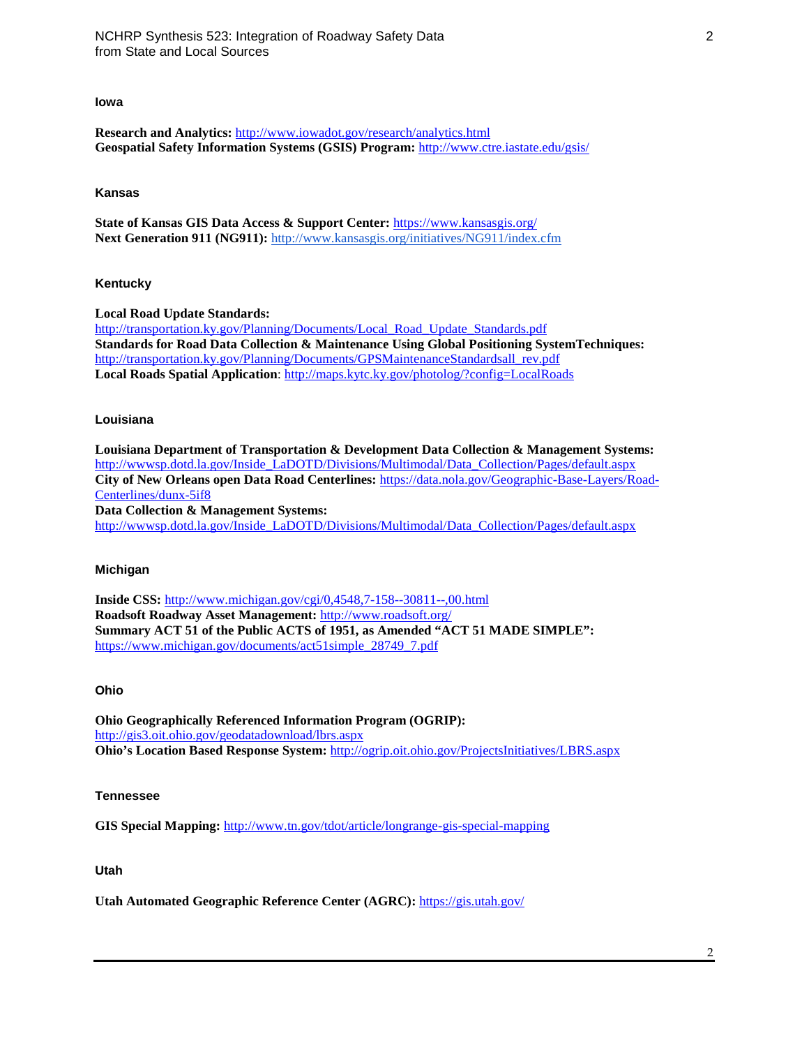## Iowa

**Research and Analytics:** http://www.iowadot.gov/research/analytics.html
**Geospatial Safety Information Systems (GSIS) Program:** http://www.ctre.iastate.edu/gsis/

## Kansas

**State of Kansas GIS Data Access & Support Center:** https://www.kansasgis.org/
**Next Generation 911 (NG911):** http://www.kansasgis.org/initiatives/NG911/index.cfm

## Kentucky

**Local Road Update Standards:**
http://transportation.ky.gov/Planning/Documents/Local_Road_Update_Standards.pdf
**Standards for Road Data Collection & Maintenance Using Global Positioning SystemTechniques:**
http://transportation.ky.gov/Planning/Documents/GPSMaintenanceStandardsall_rev.pdf
**Local Roads Spatial Application**: http://maps.kytc.ky.gov/photolog/?config=LocalRoads

## Louisiana

**Louisiana Department of Transportation & Development Data Collection & Management Systems:**
http://wwwsp.dotd.la.gov/Inside_LaDOTD/Divisions/Multimodal/Data_Collection/Pages/default.aspx
**City of New Orleans open Data Road Centerlines:** https://data.nola.gov/Geographic-Base-Layers/Road-Centerlines/dunx-5if8
**Data Collection & Management Systems:**
http://wwwsp.dotd.la.gov/Inside_LaDOTD/Divisions/Multimodal/Data_Collection/Pages/default.aspx

## Michigan

**Inside CSS:** http://www.michigan.gov/cgi/0,4548,7-158--30811--,00.html
**Roadsoft Roadway Asset Management:** http://www.roadsoft.org/
**Summary ACT 51 of the Public ACTS of 1951, as Amended "ACT 51 MADE SIMPLE":**
https://www.michigan.gov/documents/act51simple_28749_7.pdf

## Ohio

**Ohio Geographically Referenced Information Program (OGRIP):**
http://gis3.oit.ohio.gov/geodatadownload/lbrs.aspx
**Ohio's Location Based Response System:** http://ogrip.oit.ohio.gov/ProjectsInitiatives/LBRS.aspx

## Tennessee

**GIS Special Mapping:** http://www.tn.gov/tdot/article/longrange-gis-special-mapping

## Utah

**Utah Automated Geographic Reference Center (AGRC):** https://gis.utah.gov/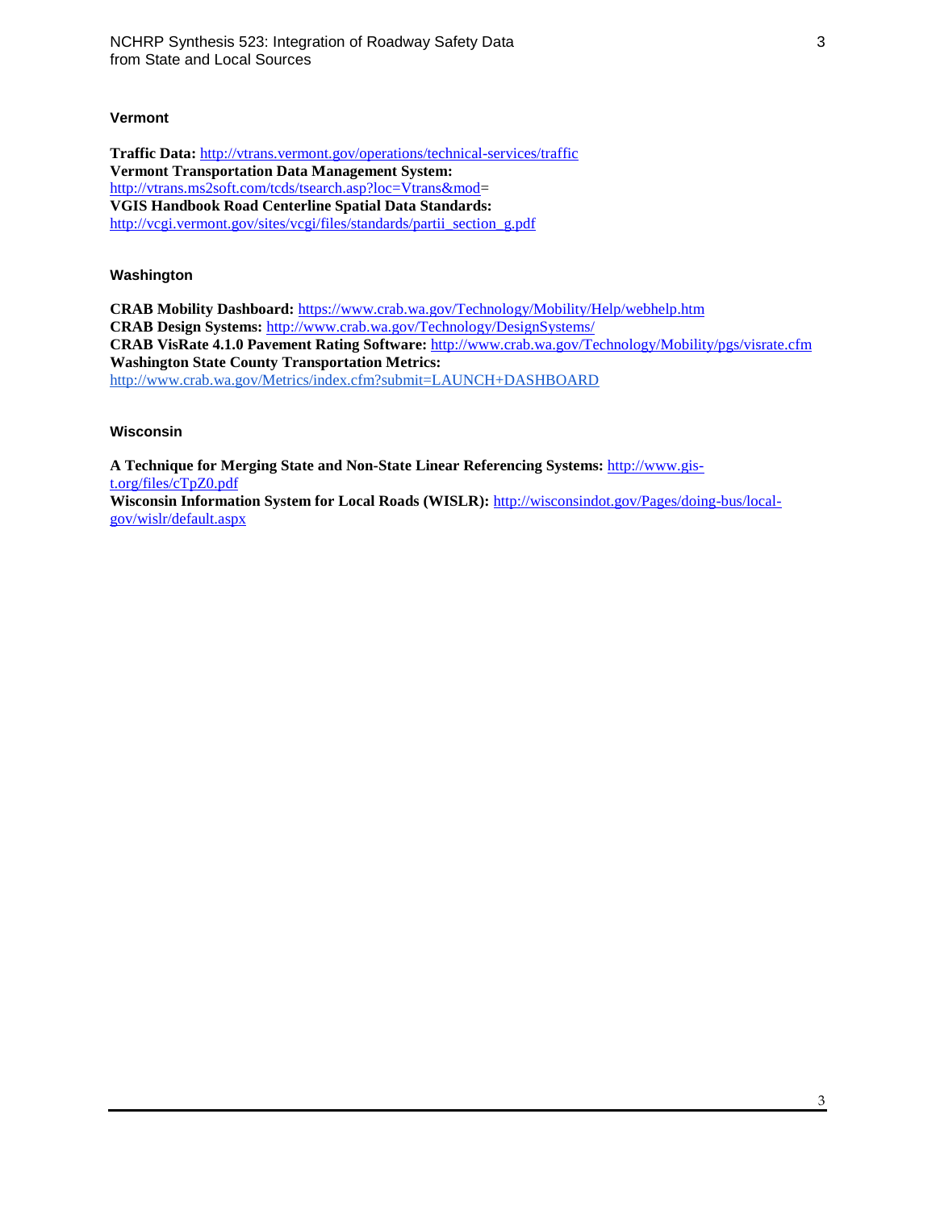### Vermont

**Traffic Data:** http://vtrans.vermont.gov/operations/technical-services/traffic
**Vermont Transportation Data Management System:**
http://vtrans.ms2soft.com/tcds/tsearch.asp?loc=Vtrans&mod=
**VGIS Handbook Road Centerline Spatial Data Standards:**
http://vcgi.vermont.gov/sites/vcgi/files/standards/partii_section_g.pdf

### Washington

**CRAB Mobility Dashboard:** https://www.crab.wa.gov/Technology/Mobility/Help/webhelp.htm
**CRAB Design Systems:** http://www.crab.wa.gov/Technology/DesignSystems/
**CRAB VisRate 4.1.0 Pavement Rating Software:** http://www.crab.wa.gov/Technology/Mobility/pgs/visrate.cfm
**Washington State County Transportation Metrics:**
http://www.crab.wa.gov/Metrics/index.cfm?submit=LAUNCH+DASHBOARD

### Wisconsin

**A Technique for Merging State and Non-State Linear Referencing Systems:** http://www.gis-t.org/files/cTpZ0.pdf
**Wisconsin Information System for Local Roads (WISLR):** http://wisconsindot.gov/Pages/doing-bus/local-gov/wislr/default.aspx